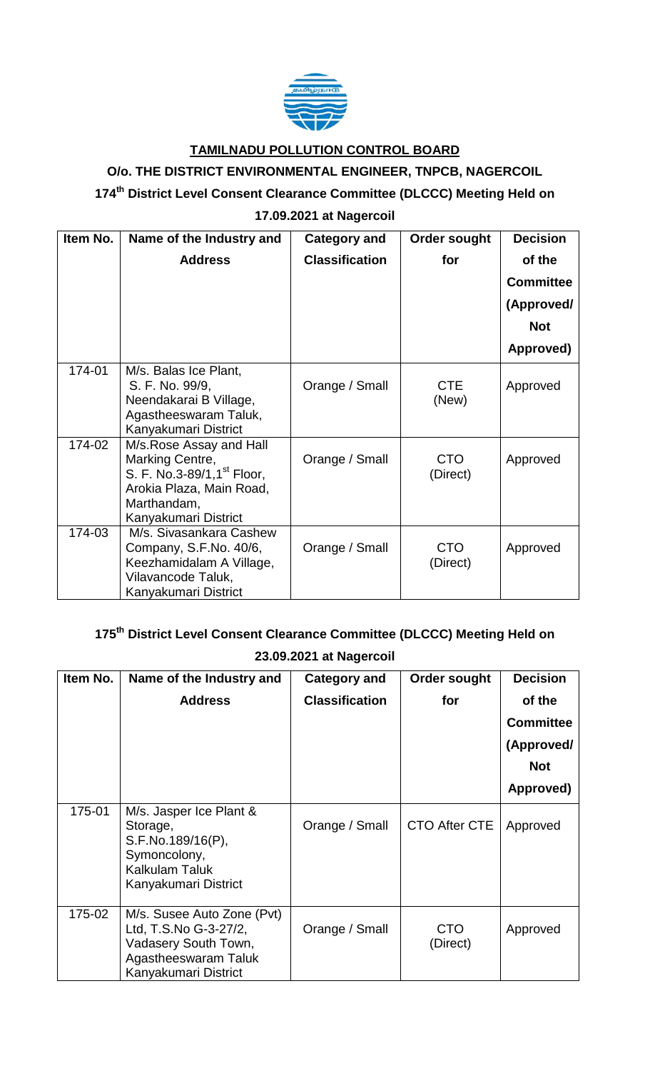**TAMILNADU POLLUTION CONTROL BOARD**

**O/o. THE DISTRICT ENVIRONMENTAL ENGINEER, TNPCB, NAGERCOIL**

**174th District Level Consent Clearance Committee (DLCCC) Meeting Held on 17.09.2021 at Nagercoil**

| Item No. | Name of the Industry and Address | Category and Classification | Order sought for | Decision of the Committee (Approved/ Not Approved) |
|---|---|---|---|---|
| 174-01 | M/s. Balas Ice Plant, S. F. No. 99/9, Neendakarai B Village, Agastheeswaram Taluk, Kanyakumari District | Orange / Small | CTE (New) | Approved |
| 174-02 | M/s.Rose Assay and Hall Marking Centre, S. F. No.3-89/1,1st Floor, Arokia Plaza, Main Road, Marthandam, Kanyakumari District | Orange / Small | CTO (Direct) | Approved |
| 174-03 | M/s. Sivasankara Cashew Company, S.F.No. 40/6, Keezhamidalam A Village, Vilavancode Taluk, Kanyakumari District | Orange / Small | CTO (Direct) | Approved |

**175th District Level Consent Clearance Committee (DLCCC) Meeting Held on 23.09.2021 at Nagercoil**

| Item No. | Name of the Industry and Address | Category and Classification | Order sought for | Decision of the Committee (Approved/ Not Approved) |
|---|---|---|---|---|
| 175-01 | M/s. Jasper Ice Plant & Storage, S.F.No.189/16(P), Symoncolony, Kalkulam Taluk Kanyakumari District | Orange / Small | CTO After CTE | Approved |
| 175-02 | M/s. Susee Auto Zone (Pvt) Ltd, T.S.No G-3-27/2, Vadasery South Town, Agastheeswaram Taluk Kanyakumari District | Orange / Small | CTO (Direct) | Approved |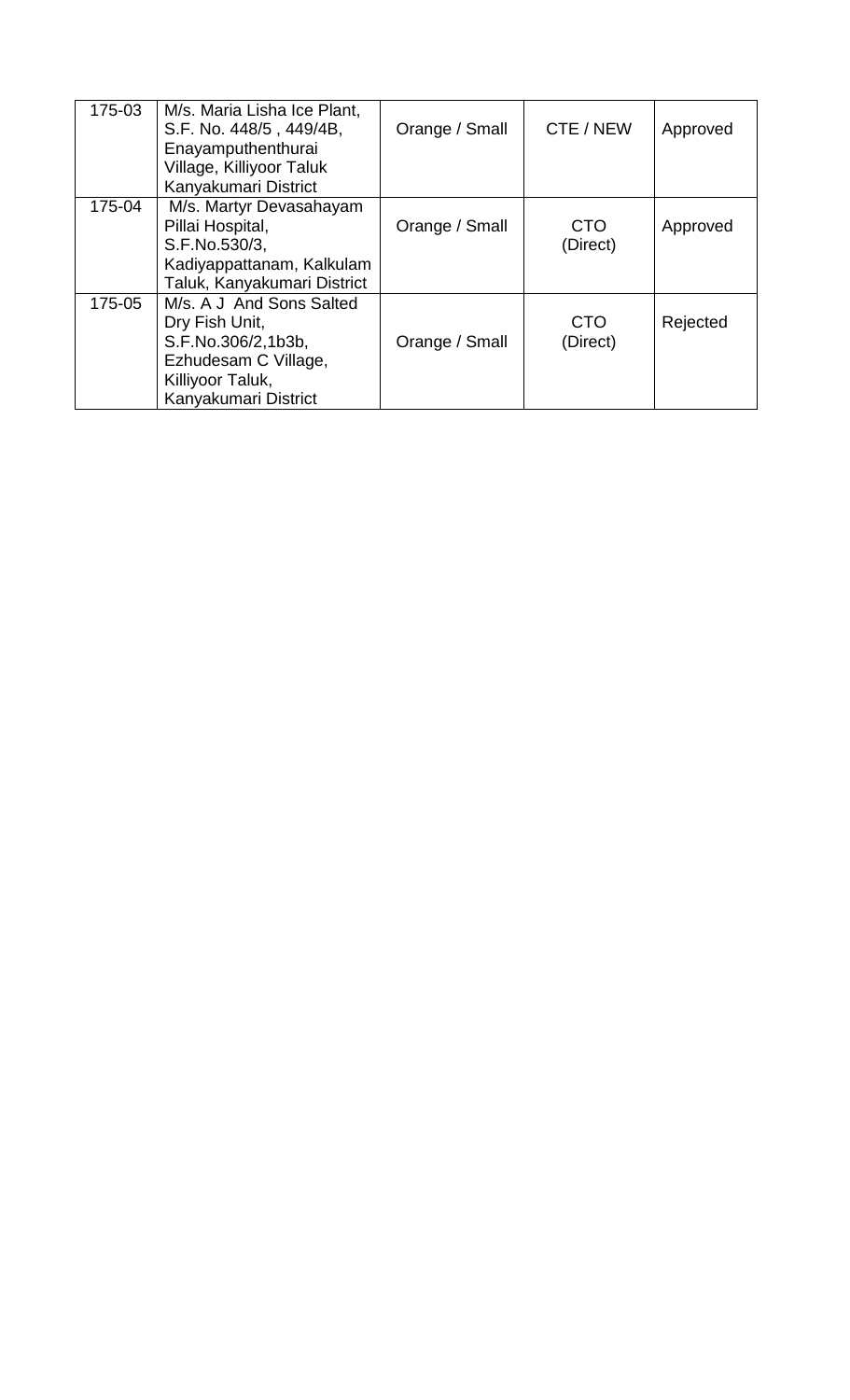| | | | | |
|---|---|---|---|---|
| 175-03 | M/s. Maria Lisha Ice Plant, S.F. No. 448/5 , 449/4B, Enayamputhenthurai Village, Killiyoor Taluk Kanyakumari District | Orange / Small | CTE / NEW | Approved |
| 175-04 | M/s. Martyr Devasahayam Pillai Hospital, S.F.No.530/3, Kadiyappattanam, Kalkulam Taluk, Kanyakumari District | Orange / Small | CTO (Direct) | Approved |
| 175-05 | M/s. A J And Sons Salted Dry Fish Unit, S.F.No.306/2,1b3b, Ezhudesam C Village, Killiyoor Taluk, Kanyakumari District | Orange / Small | CTO (Direct) | Rejected |